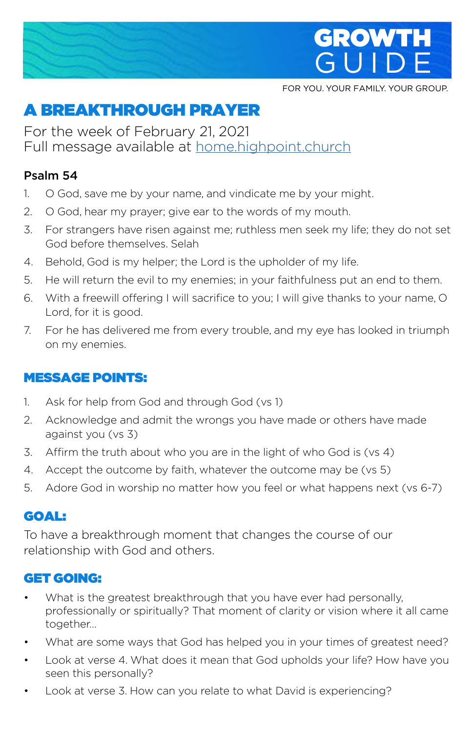# GROWTH GUIDE

FOR YOU. YOUR FAMILY. YOUR GROUP.

## A BREAKTHROUGH PRAYER

For the week of February 21, 2021
Full message available at home.highpoint.church

**Psalm 54**

1. O God, save me by your name, and vindicate me by your might.
2. O God, hear my prayer; give ear to the words of my mouth.
3. For strangers have risen against me; ruthless men seek my life; they do not set God before themselves. Selah
4. Behold, God is my helper; the Lord is the upholder of my life.
5. He will return the evil to my enemies; in your faithfulness put an end to them.
6. With a freewill offering I will sacrifice to you; I will give thanks to your name, O Lord, for it is good.
7. For he has delivered me from every trouble, and my eye has looked in triumph on my enemies.

### MESSAGE POINTS:

1. Ask for help from God and through God (vs 1)
2. Acknowledge and admit the wrongs you have made or others have made against you (vs 3)
3. Affirm the truth about who you are in the light of who God is (vs 4)
4. Accept the outcome by faith, whatever the outcome may be (vs 5)
5. Adore God in worship no matter how you feel or what happens next (vs 6-7)

### GOAL:

To have a breakthrough moment that changes the course of our relationship with God and others.

### GET GOING:

- What is the greatest breakthrough that you have ever had personally, professionally or spiritually? That moment of clarity or vision where it all came together...
- What are some ways that God has helped you in your times of greatest need?
- Look at verse 4. What does it mean that God upholds your life? How have you seen this personally?
- Look at verse 3. How can you relate to what David is experiencing?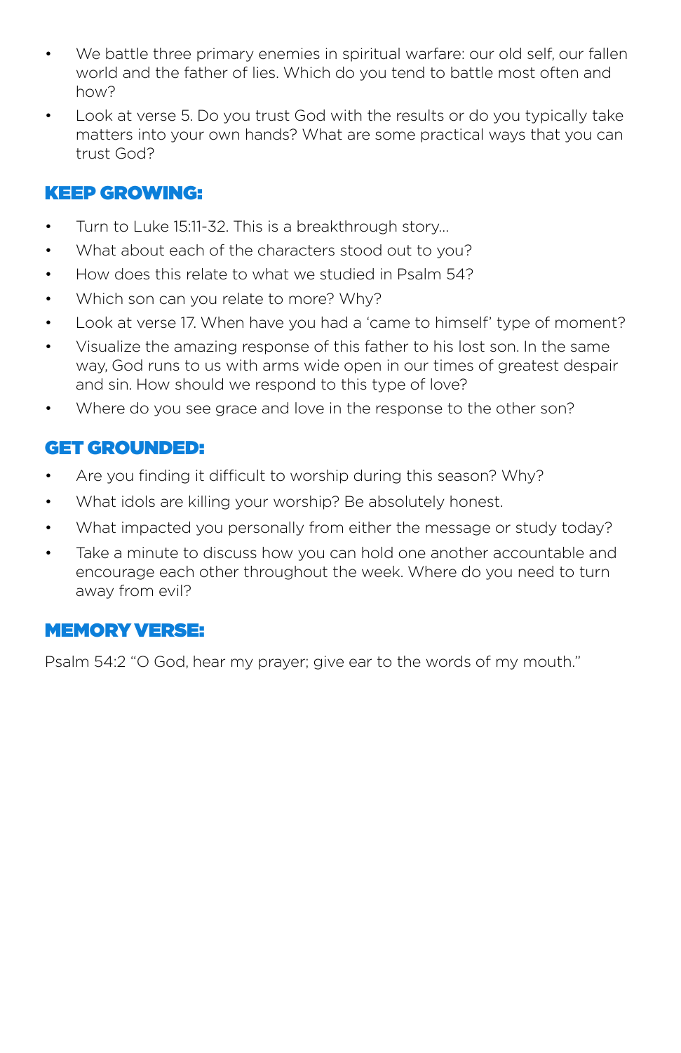- We battle three primary enemies in spiritual warfare: our old self, our fallen world and the father of lies. Which do you tend to battle most often and how?
- Look at verse 5. Do you trust God with the results or do you typically take matters into your own hands? What are some practical ways that you can trust God?

## KEEP GROWING:

- Turn to Luke 15:11-32. This is a breakthrough story...
- What about each of the characters stood out to you?
- How does this relate to what we studied in Psalm 54?
- Which son can you relate to more? Why?
- Look at verse 17. When have you had a 'came to himself' type of moment?
- Visualize the amazing response of this father to his lost son. In the same way, God runs to us with arms wide open in our times of greatest despair and sin. How should we respond to this type of love?
- Where do you see grace and love in the response to the other son?

## GET GROUNDED:

- Are you finding it difficult to worship during this season? Why?
- What idols are killing your worship? Be absolutely honest.
- What impacted you personally from either the message or study today?
- Take a minute to discuss how you can hold one another accountable and encourage each other throughout the week. Where do you need to turn away from evil?

## MEMORY VERSE:

Psalm 54:2 "O God, hear my prayer; give ear to the words of my mouth."